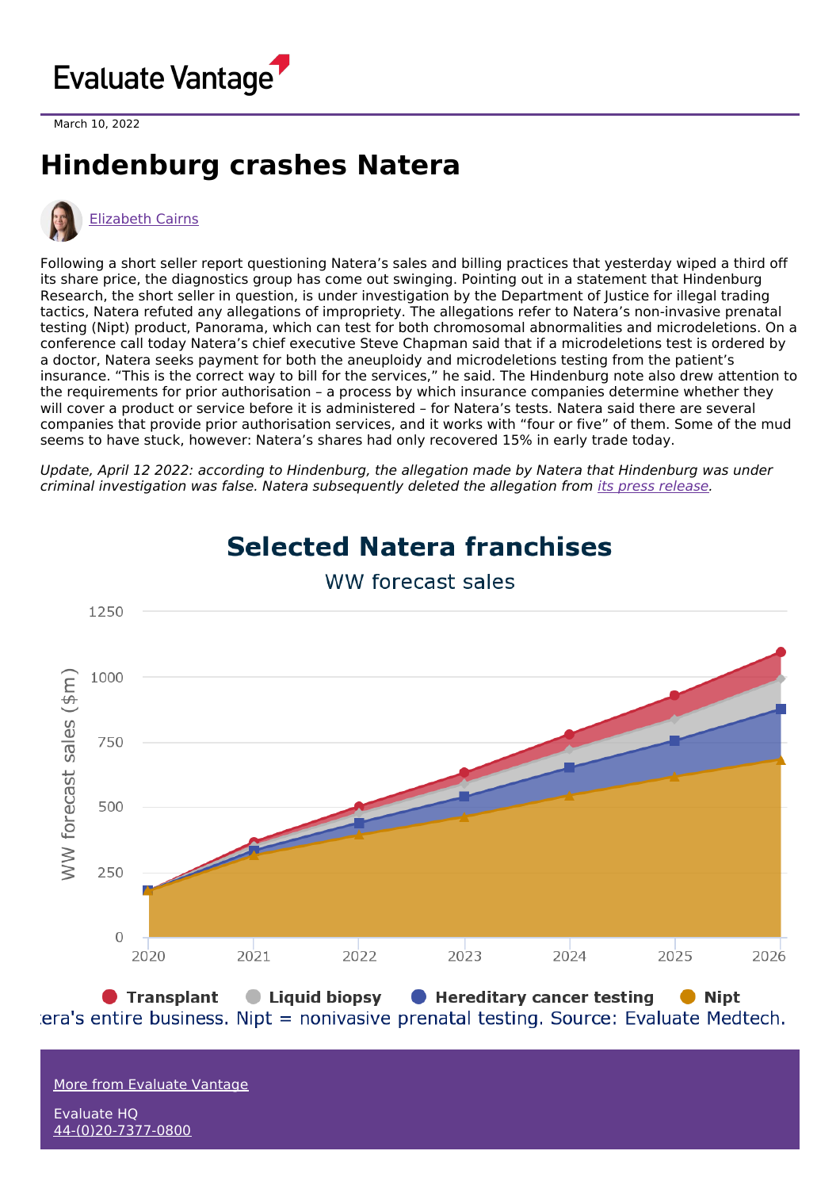Evaluate Vantage

March 10, 2022

# Hindenburg crashes Natera

Elizabeth Cairns

Following a short seller report questioning Natera's sales and billing practices that yesterday wiped a third off its share price, the diagnostics group has come out swinging. Pointing out in a statement that Hindenburg Research, the short seller in question, is under investigation by the Department of Justice for illegal trading tactics, Natera refuted any allegations of impropriety. The allegations refer to Natera's non-invasive prenatal testing (Nipt) product, Panorama, which can test for both chromosomal abnormalities and microdeletions. On a conference call today Natera's chief executive Steve Chapman said that if a microdeletions test is ordered by a doctor, Natera seeks payment for both the aneuploidy and microdeletions testing from the patient's insurance. "This is the correct way to bill for the services," he said. The Hindenburg note also drew attention to the requirements for prior authorisation – a process by which insurance companies determine whether they will cover a product or service before it is administered – for Natera's tests. Natera said there are several companies that provide prior authorisation services, and it works with "four or five" of them. Some of the mud seems to have stuck, however: Natera's shares had only recovered 15% in early trade today.

*Update, April 12 2022: according to Hindenburg, the allegation made by Natera that Hindenburg was under criminal investigation was false. Natera subsequently deleted the allegation from its press release.*

## Selected Natera franchises

WW forecast sales

Transplant, Liquid biopsy, Hereditary cancer testing, Nipt

era's entire business. Nipt = nonivasive prenatal testing. Source: Evaluate Medtech.

More from Evaluate Vantage

Evaluate HQ
44-(0)20-7377-0800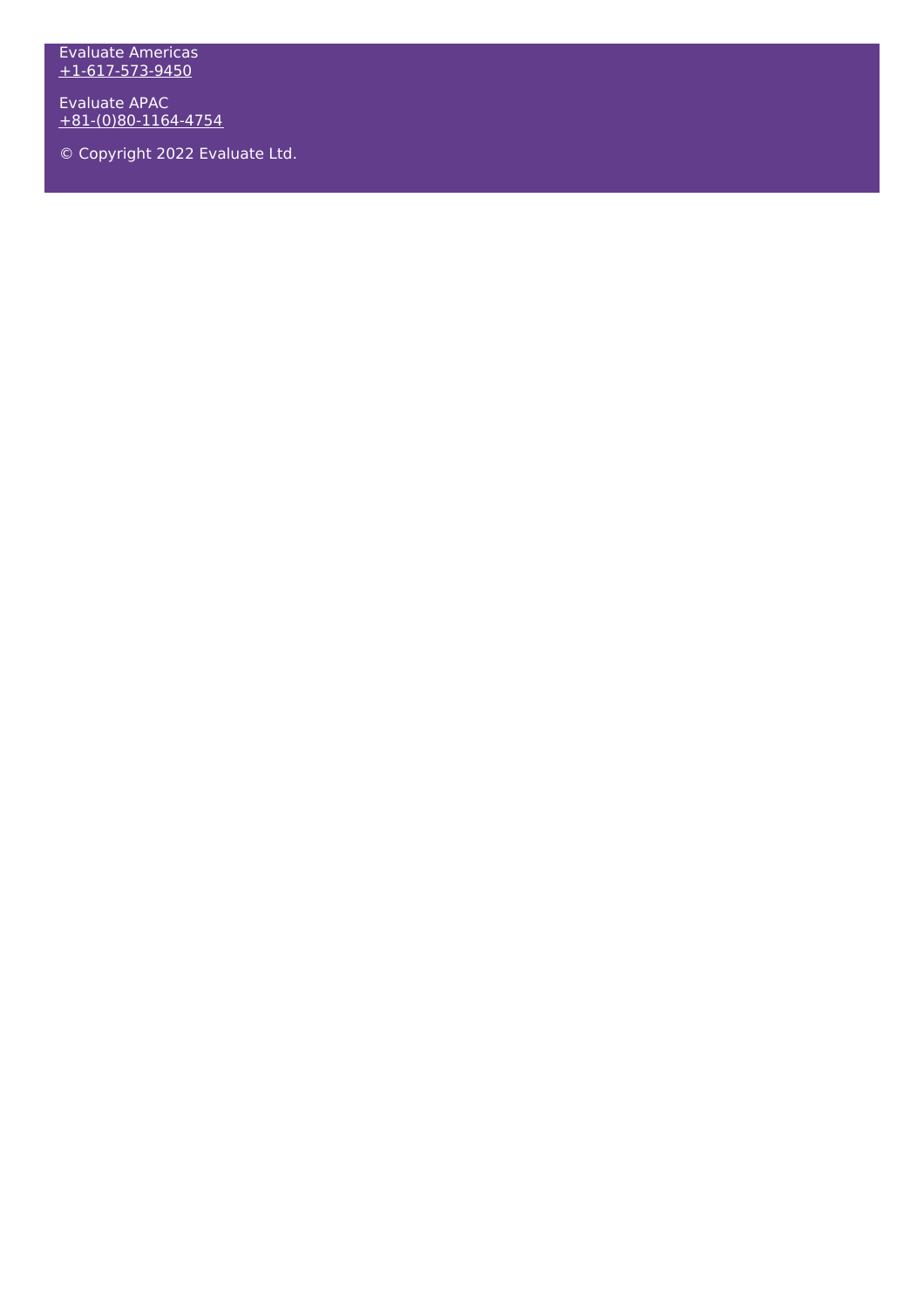Evaluate Americas
+1-617-573-9450

Evaluate APAC
+81-(0)80-1164-4754

© Copyright 2022 Evaluate Ltd.